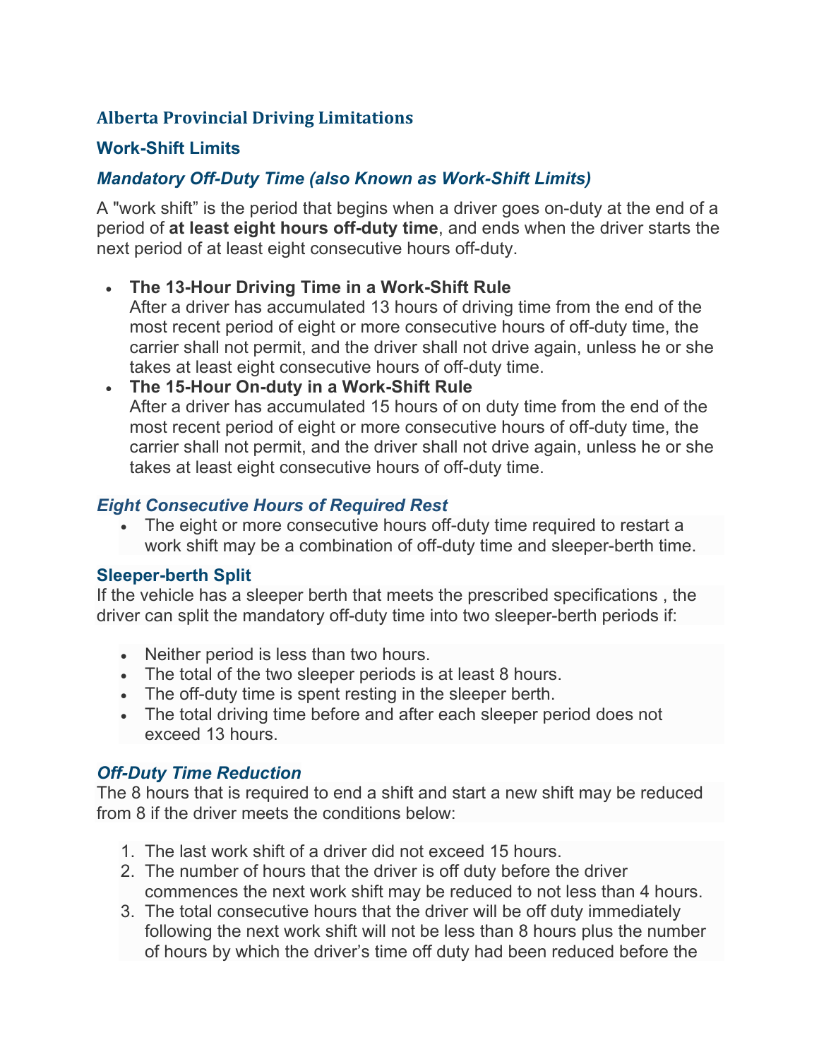# Alberta Provincial Driving Limitations

## Work-Shift Limits

### *Mandatory Off-Duty Time (also Known as Work-Shift Limits)*

A "work shift” is the period that begins when a driver goes on-duty at the end of a period of **at least eight hours off-duty time**, and ends when the driver starts the next period of at least eight consecutive hours off-duty.

- **The 13-Hour Driving Time in a Work-Shift Rule**
  After a driver has accumulated 13 hours of driving time from the end of the most recent period of eight or more consecutive hours of off-duty time, the carrier shall not permit, and the driver shall not drive again, unless he or she takes at least eight consecutive hours of off-duty time.
- **The 15-Hour On-duty in a Work-Shift Rule**
  After a driver has accumulated 15 hours of on duty time from the end of the most recent period of eight or more consecutive hours of off-duty time, the carrier shall not permit, and the driver shall not drive again, unless he or she takes at least eight consecutive hours of off-duty time.

### *Eight Consecutive Hours of Required Rest*

- The eight or more consecutive hours off-duty time required to restart a work shift may be a combination of off-duty time and sleeper-berth time.

### Sleeper-berth Split

If the vehicle has a sleeper berth that meets the prescribed specifications , the driver can split the mandatory off-duty time into two sleeper-berth periods if:

- Neither period is less than two hours.
- The total of the two sleeper periods is at least 8 hours.
- The off-duty time is spent resting in the sleeper berth.
- The total driving time before and after each sleeper period does not exceed 13 hours.

### *Off-Duty Time Reduction*

The 8 hours that is required to end a shift and start a new shift may be reduced from 8 if the driver meets the conditions below:

1. The last work shift of a driver did not exceed 15 hours.
2. The number of hours that the driver is off duty before the driver commences the next work shift may be reduced to not less than 4 hours.
3. The total consecutive hours that the driver will be off duty immediately following the next work shift will not be less than 8 hours plus the number of hours by which the driver’s time off duty had been reduced before the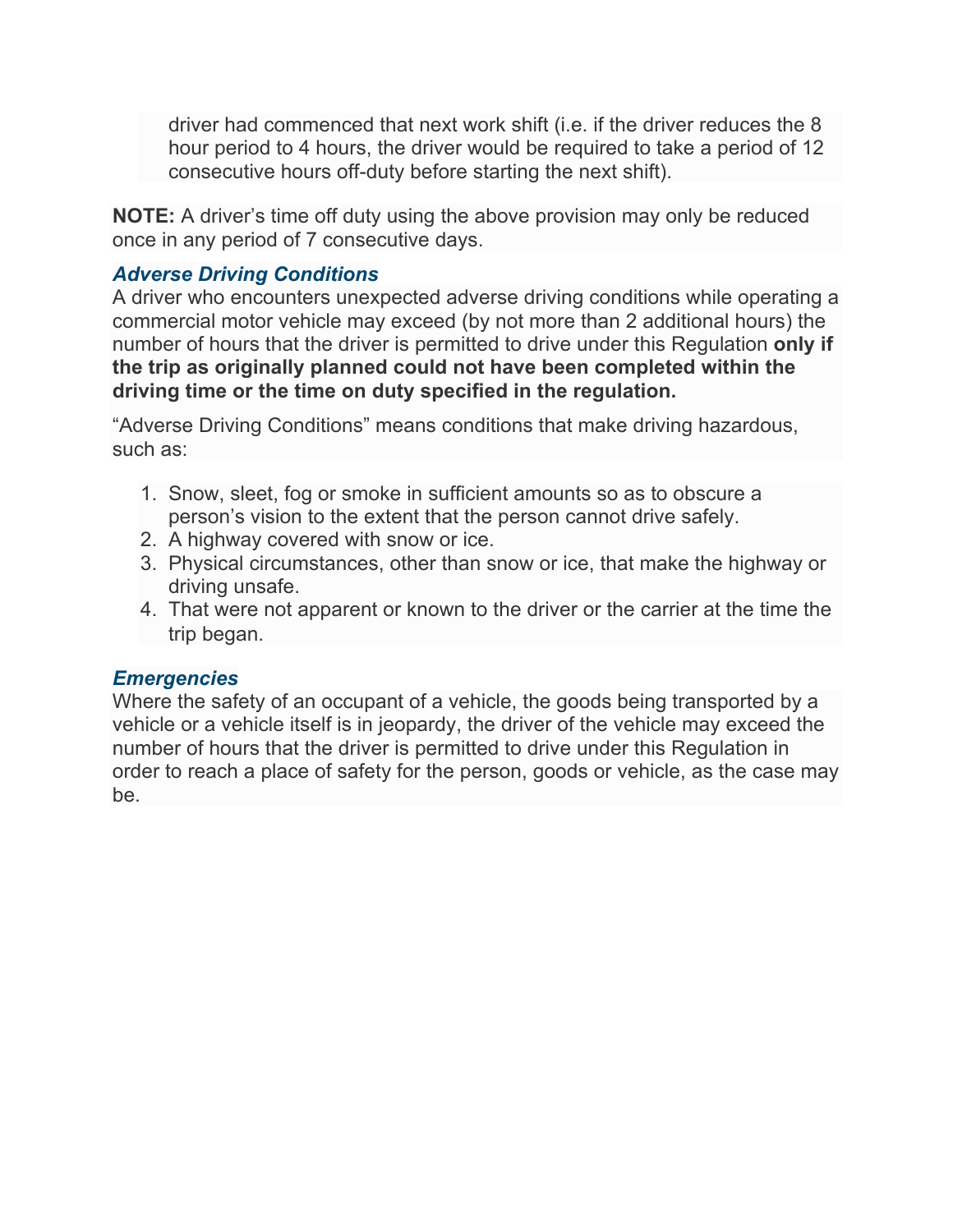driver had commenced that next work shift (i.e. if the driver reduces the 8 hour period to 4 hours, the driver would be required to take a period of 12 consecutive hours off-duty before starting the next shift).

**NOTE:** A driver's time off duty using the above provision may only be reduced once in any period of 7 consecutive days.

### *Adverse Driving Conditions*

A driver who encounters unexpected adverse driving conditions while operating a commercial motor vehicle may exceed (by not more than 2 additional hours) the number of hours that the driver is permitted to drive under this Regulation **only if the trip as originally planned could not have been completed within the driving time or the time on duty specified in the regulation.**

"Adverse Driving Conditions" means conditions that make driving hazardous, such as:

1. Snow, sleet, fog or smoke in sufficient amounts so as to obscure a person's vision to the extent that the person cannot drive safely.
2. A highway covered with snow or ice.
3. Physical circumstances, other than snow or ice, that make the highway or driving unsafe.
4. That were not apparent or known to the driver or the carrier at the time the trip began.

### *Emergencies*

Where the safety of an occupant of a vehicle, the goods being transported by a vehicle or a vehicle itself is in jeopardy, the driver of the vehicle may exceed the number of hours that the driver is permitted to drive under this Regulation in order to reach a place of safety for the person, goods or vehicle, as the case may be.